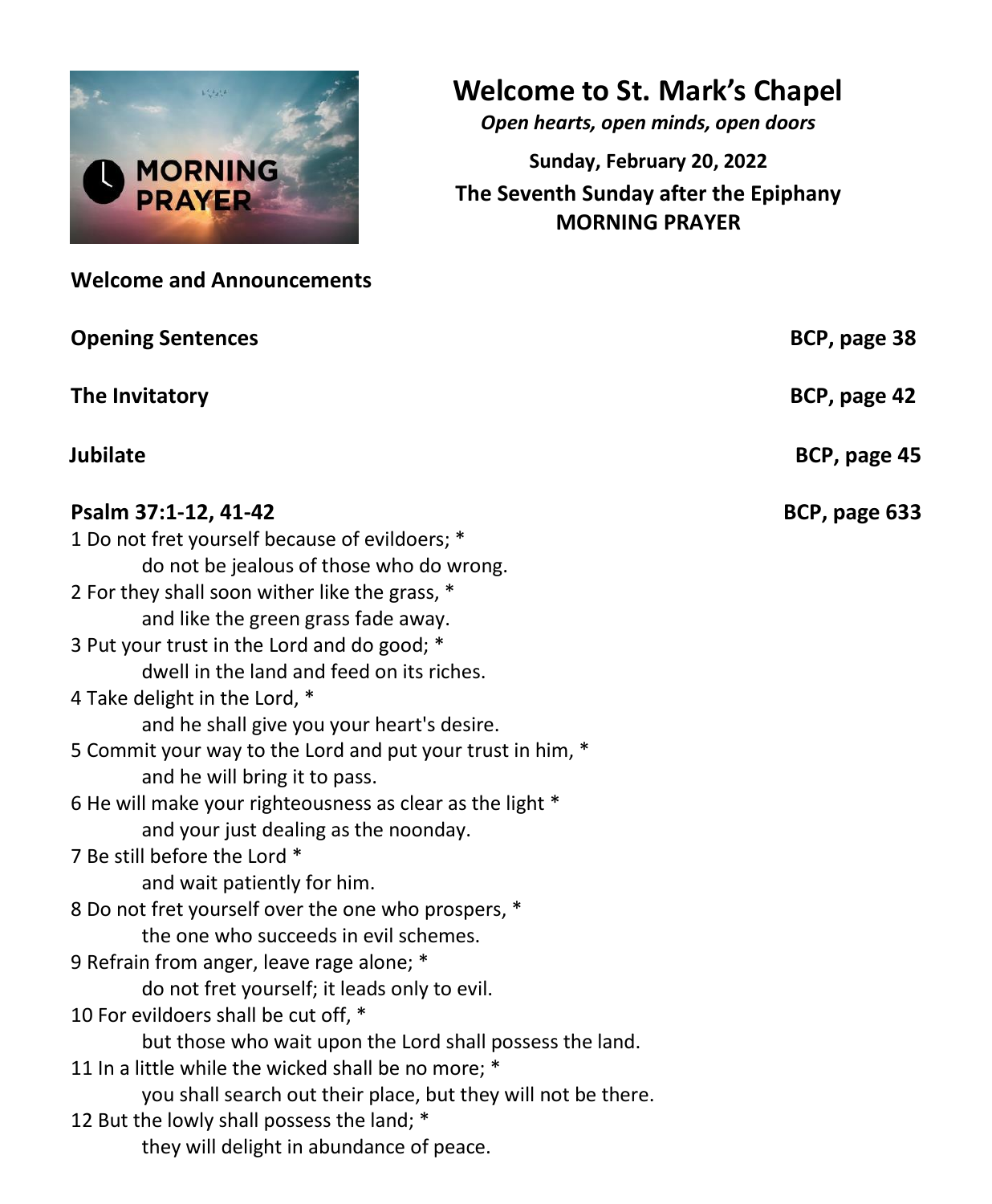# Welcome to St. Mark's Chapel

*Open hearts, open minds, open doors*

**Sunday, February 20, 2022**

**The Seventh Sunday after the Epiphany**

**MORNING PRAYER**

**Welcome and Announcements**

**Opening Sentences** — **BCP, page 38**

**The Invitatory** — **BCP, page 42**

**Jubilate** — **BCP, page 45**

**Psalm 37:1-12, 41-42** — **BCP, page 633**

1 Do not fret yourself because of evildoers; *
  do not be jealous of those who do wrong.
2 For they shall soon wither like the grass, *
  and like the green grass fade away.
3 Put your trust in the Lord and do good; *
  dwell in the land and feed on its riches.
4 Take delight in the Lord, *
  and he shall give you your heart's desire.
5 Commit your way to the Lord and put your trust in him, *
  and he will bring it to pass.
6 He will make your righteousness as clear as the light *
  and your just dealing as the noonday.
7 Be still before the Lord *
  and wait patiently for him.
8 Do not fret yourself over the one who prospers, *
  the one who succeeds in evil schemes.
9 Refrain from anger, leave rage alone; *
  do not fret yourself; it leads only to evil.
10 For evildoers shall be cut off, *
  but those who wait upon the Lord shall possess the land.
11 In a little while the wicked shall be no more; *
  you shall search out their place, but they will not be there.
12 But the lowly shall possess the land; *
  they will delight in abundance of peace.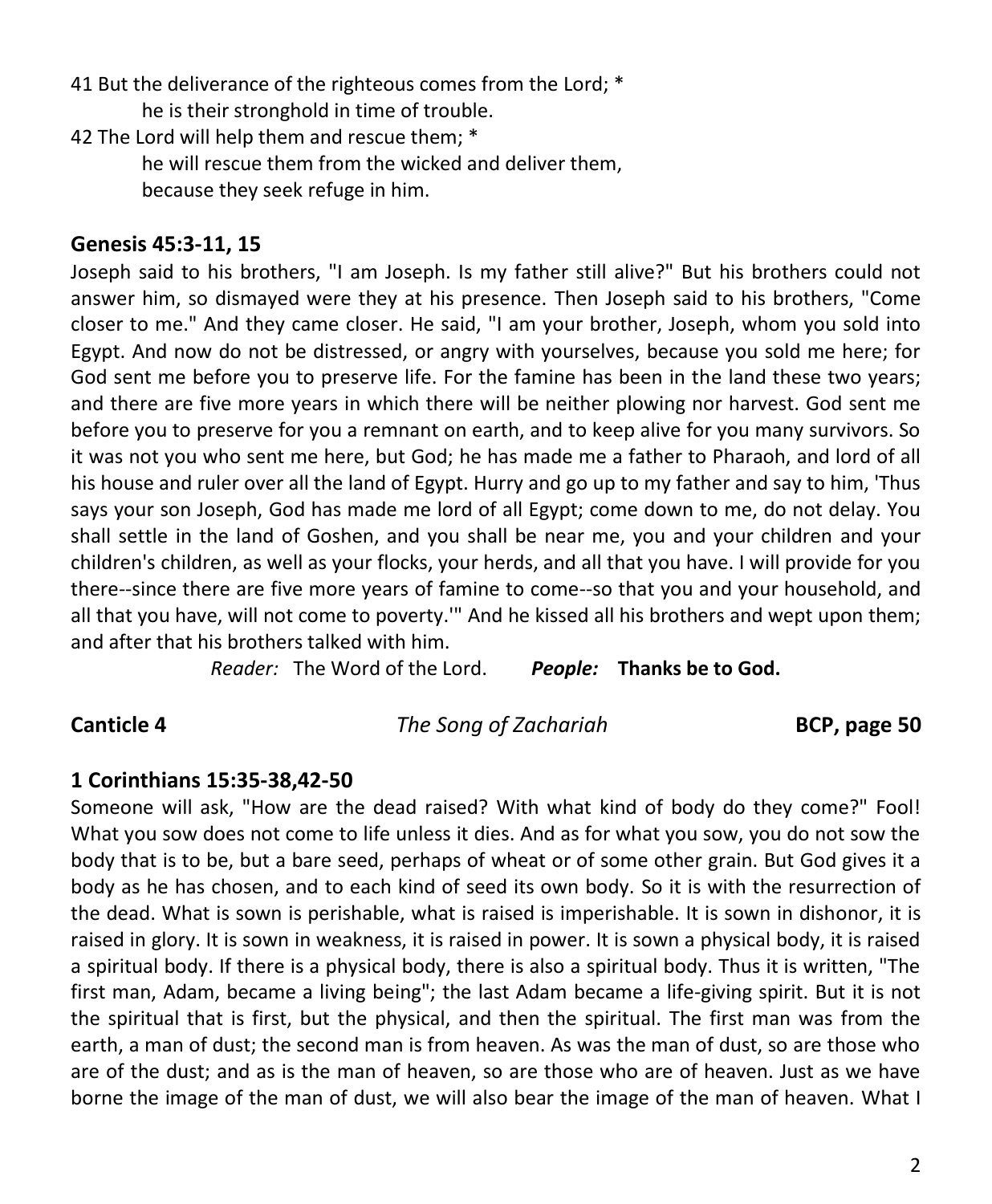41 But the deliverance of the righteous comes from the Lord; *
    he is their stronghold in time of trouble.
42 The Lord will help them and rescue them; *
    he will rescue them from the wicked and deliver them,
    because they seek refuge in him.

**Genesis 45:3-11, 15**

Joseph said to his brothers, "I am Joseph. Is my father still alive?" But his brothers could not answer him, so dismayed were they at his presence. Then Joseph said to his brothers, "Come closer to me." And they came closer. He said, "I am your brother, Joseph, whom you sold into Egypt. And now do not be distressed, or angry with yourselves, because you sold me here; for God sent me before you to preserve life. For the famine has been in the land these two years; and there are five more years in which there will be neither plowing nor harvest. God sent me before you to preserve for you a remnant on earth, and to keep alive for you many survivors. So it was not you who sent me here, but God; he has made me a father to Pharaoh, and lord of all his house and ruler over all the land of Egypt. Hurry and go up to my father and say to him, 'Thus says your son Joseph, God has made me lord of all Egypt; come down to me, do not delay. You shall settle in the land of Goshen, and you shall be near me, you and your children and your children's children, as well as your flocks, your herds, and all that you have. I will provide for you there--since there are five more years of famine to come--so that you and your household, and all that you have, will not come to poverty.'" And he kissed all his brothers and wept upon them; and after that his brothers talked with him.

*Reader:* The Word of the Lord. ***People:*** **Thanks be to God.**

**Canticle 4** *The Song of Zachariah* **BCP, page 50**

**1 Corinthians 15:35-38,42-50**

Someone will ask, "How are the dead raised? With what kind of body do they come?" Fool! What you sow does not come to life unless it dies. And as for what you sow, you do not sow the body that is to be, but a bare seed, perhaps of wheat or of some other grain. But God gives it a body as he has chosen, and to each kind of seed its own body. So it is with the resurrection of the dead. What is sown is perishable, what is raised is imperishable. It is sown in dishonor, it is raised in glory. It is sown in weakness, it is raised in power. It is sown a physical body, it is raised a spiritual body. If there is a physical body, there is also a spiritual body. Thus it is written, "The first man, Adam, became a living being"; the last Adam became a life-giving spirit. But it is not the spiritual that is first, but the physical, and then the spiritual. The first man was from the earth, a man of dust; the second man is from heaven. As was the man of dust, so are those who are of the dust; and as is the man of heaven, so are those who are of heaven. Just as we have borne the image of the man of dust, we will also bear the image of the man of heaven. What I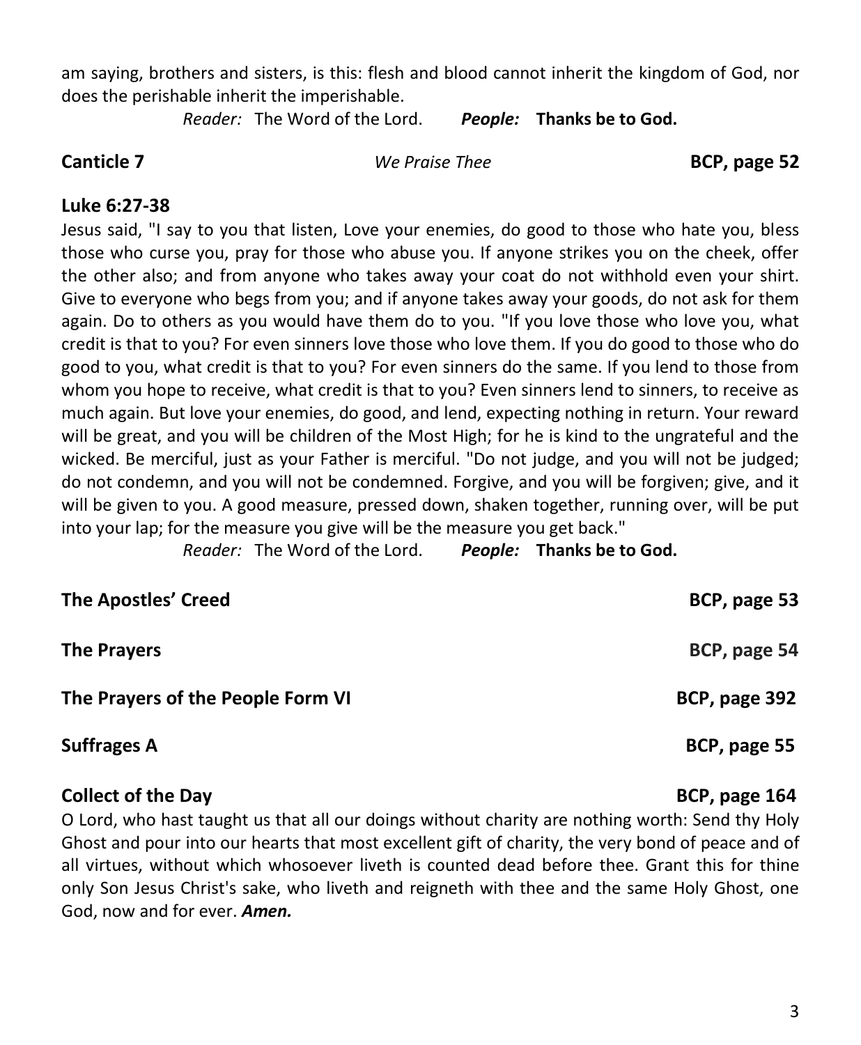am saying, brothers and sisters, is this: flesh and blood cannot inherit the kingdom of God, nor does the perishable inherit the imperishable.

*Reader:* The Word of the Lord. ***People:*** **Thanks be to God.**

**Canticle 7** *We Praise Thee* **BCP, page 52**

**Luke 6:27-38**

Jesus said, "I say to you that listen, Love your enemies, do good to those who hate you, bless those who curse you, pray for those who abuse you. If anyone strikes you on the cheek, offer the other also; and from anyone who takes away your coat do not withhold even your shirt. Give to everyone who begs from you; and if anyone takes away your goods, do not ask for them again. Do to others as you would have them do to you. "If you love those who love you, what credit is that to you? For even sinners love those who love them. If you do good to those who do good to you, what credit is that to you? For even sinners do the same. If you lend to those from whom you hope to receive, what credit is that to you? Even sinners lend to sinners, to receive as much again. But love your enemies, do good, and lend, expecting nothing in return. Your reward will be great, and you will be children of the Most High; for he is kind to the ungrateful and the wicked. Be merciful, just as your Father is merciful. "Do not judge, and you will not be judged; do not condemn, and you will not be condemned. Forgive, and you will be forgiven; give, and it will be given to you. A good measure, pressed down, shaken together, running over, will be put into your lap; for the measure you give will be the measure you get back."

*Reader:* The Word of the Lord. ***People:*** **Thanks be to God.**

**The Apostles' Creed** **BCP, page 53**

**The Prayers** **BCP, page 54**

**The Prayers of the People Form VI** **BCP, page 392**

**Suffrages A** **BCP, page 55**

**Collect of the Day** **BCP, page 164**

O Lord, who hast taught us that all our doings without charity are nothing worth: Send thy Holy Ghost and pour into our hearts that most excellent gift of charity, the very bond of peace and of all virtues, without which whosoever liveth is counted dead before thee. Grant this for thine only Son Jesus Christ's sake, who liveth and reigneth with thee and the same Holy Ghost, one God, now and for ever. ***Amen.***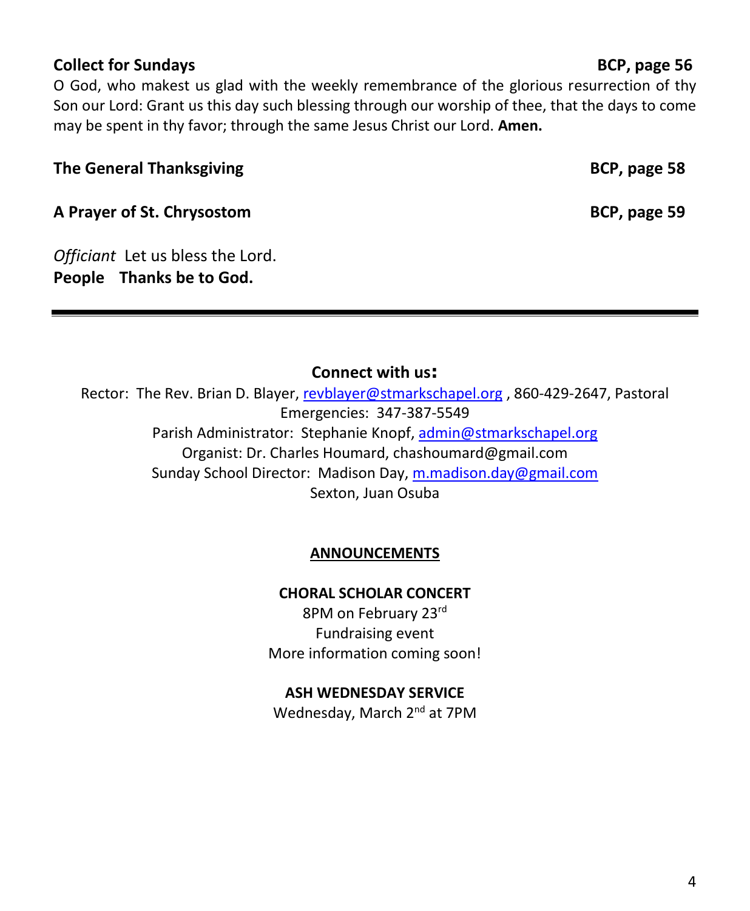**Collect for Sundays** **BCP, page 56**

O God, who makest us glad with the weekly remembrance of the glorious resurrection of thy Son our Lord: Grant us this day such blessing through our worship of thee, that the days to come may be spent in thy favor; through the same Jesus Christ our Lord. **Amen.**

**The General Thanksgiving** **BCP, page 58**

**A Prayer of St. Chrysostom** **BCP, page 59**

*Officiant* Let us bless the Lord.
**People Thanks be to God.**

---

## Connect with us:

Rector: The Rev. Brian D. Blayer, revblayer@stmarkschapel.org , 860-429-2647, Pastoral Emergencies: 347-387-5549
Parish Administrator: Stephanie Knopf, admin@stmarkschapel.org
Organist: Dr. Charles Houmard, chashoumard@gmail.com
Sunday School Director: Madison Day, m.madison.day@gmail.com
Sexton, Juan Osuba

## ANNOUNCEMENTS

**CHORAL SCHOLAR CONCERT**
8PM on February 23rd
Fundraising event
More information coming soon!

**ASH WEDNESDAY SERVICE**
Wednesday, March 2nd at 7PM